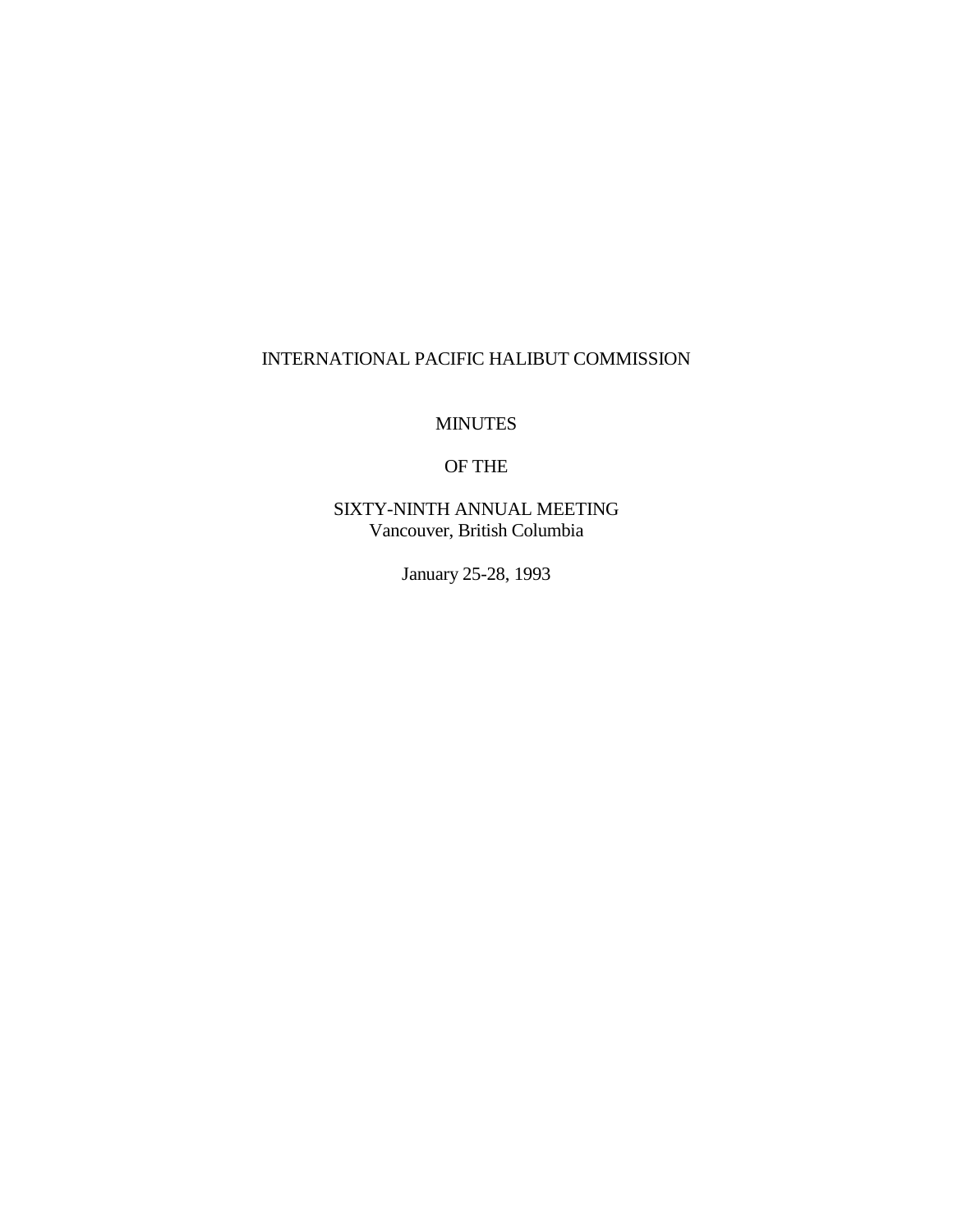# INTERNATIONAL PACIFIC HALIBUT COMMISSION

## MINUTES

## OF THE

## SIXTY-NINTH ANNUAL MEETING

Vancouver, British Columbia

January 25-28, 1993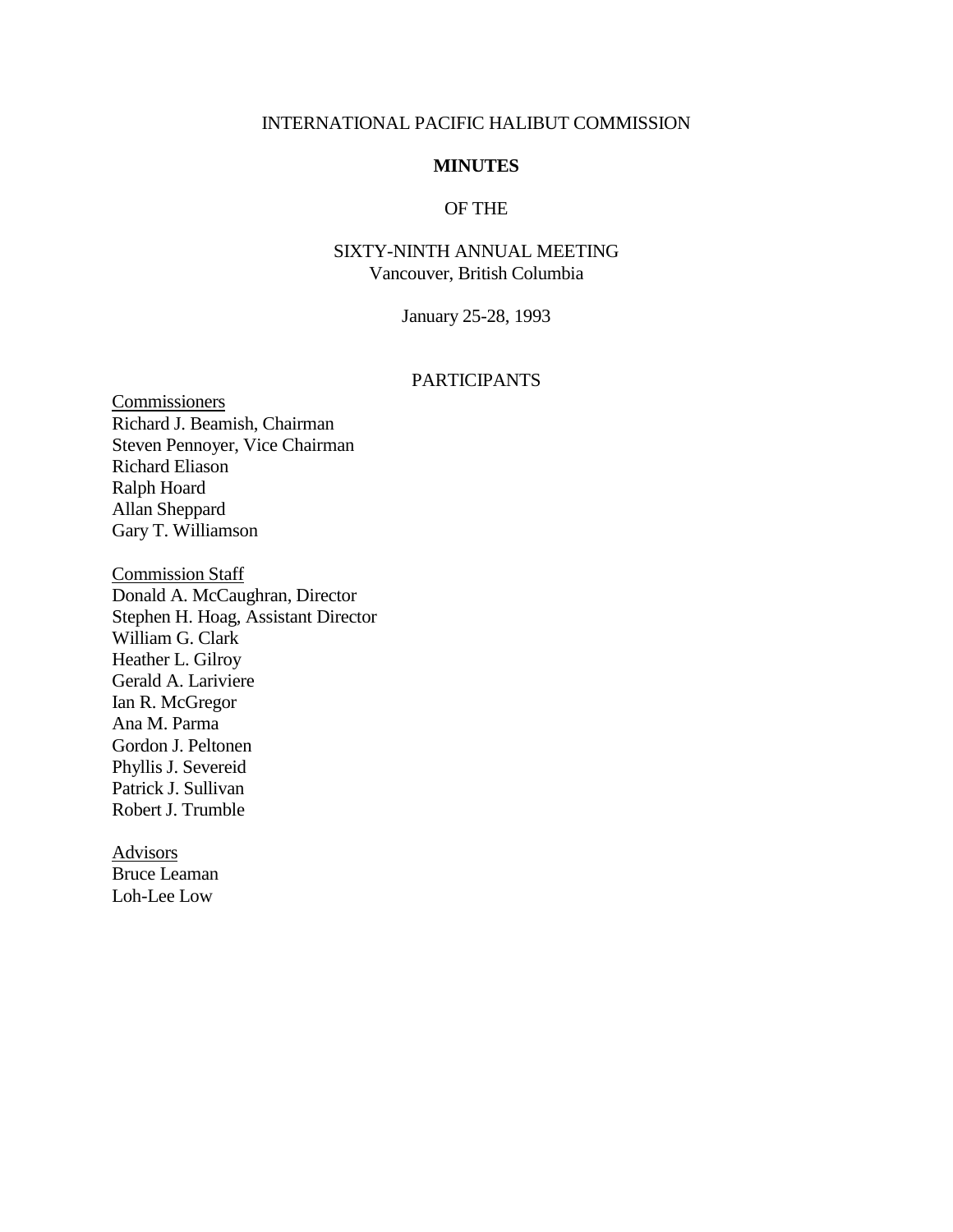INTERNATIONAL PACIFIC HALIBUT COMMISSION

# MINUTES

OF THE

SIXTY-NINTH ANNUAL MEETING
Vancouver, British Columbia

January 25-28, 1993

## PARTICIPANTS

<u>Commissioners</u>
Richard J. Beamish, Chairman
Steven Pennoyer, Vice Chairman
Richard Eliason
Ralph Hoard
Allan Sheppard
Gary T. Williamson

<u>Commission Staff</u>
Donald A. McCaughran, Director
Stephen H. Hoag, Assistant Director
William G. Clark
Heather L. Gilroy
Gerald A. Lariviere
Ian R. McGregor
Ana M. Parma
Gordon J. Peltonen
Phyllis J. Severeid
Patrick J. Sullivan
Robert J. Trumble

<u>Advisors</u>
Bruce Leaman
Loh-Lee Low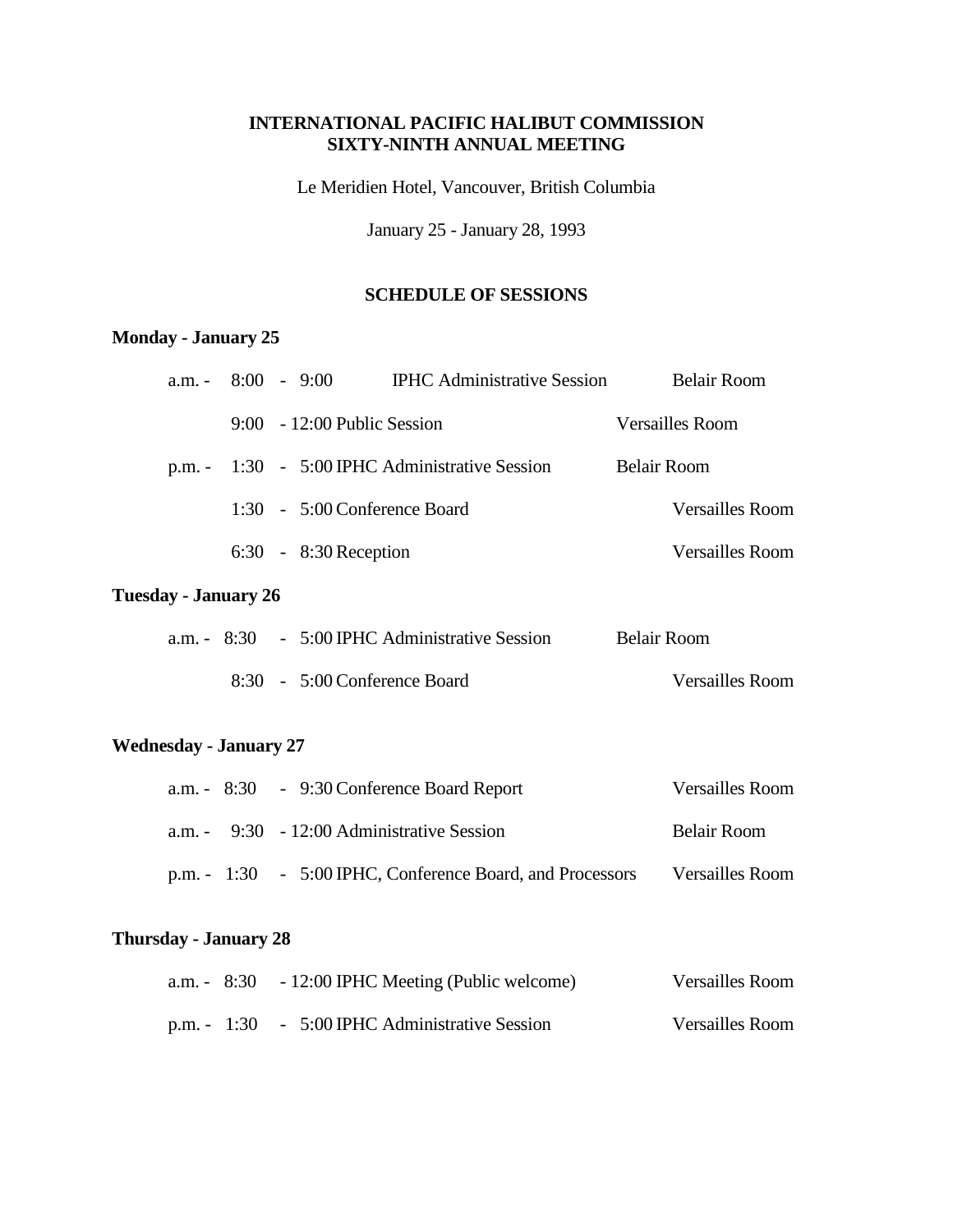**INTERNATIONAL PACIFIC HALIBUT COMMISSION**
**SIXTY-NINTH ANNUAL MEETING**

Le Meridien Hotel, Vancouver, British Columbia

January 25 - January 28, 1993

## SCHEDULE OF SESSIONS

### Monday - January 25

| | Time | Session | Location |
|---|---|---|---|
| a.m. - | 8:00 - 9:00 | IPHC Administrative Session | Belair Room |
| | 9:00 - 12:00 | Public Session | Versailles Room |
| p.m. - | 1:30 - 5:00 | IPHC Administrative Session | Belair Room |
| | 1:30 - 5:00 | Conference Board | Versailles Room |
| | 6:30 - 8:30 | Reception | Versailles Room |

### Tuesday - January 26

| | Time | Session | Location |
|---|---|---|---|
| a.m. - | 8:30 - 5:00 | IPHC Administrative Session | Belair Room |
| | 8:30 - 5:00 | Conference Board | Versailles Room |

### Wednesday - January 27

| | Time | Session | Location |
|---|---|---|---|
| a.m. - | 8:30 - 9:30 | Conference Board Report | Versailles Room |
| a.m. - | 9:30 - 12:00 | Administrative Session | Belair Room |
| p.m. - | 1:30 - 5:00 | IPHC, Conference Board, and Processors | Versailles Room |

### Thursday - January 28

| | Time | Session | Location |
|---|---|---|---|
| a.m. - | 8:30 - 12:00 | IPHC Meeting (Public welcome) | Versailles Room |
| p.m. - | 1:30 - 5:00 | IPHC Administrative Session | Versailles Room |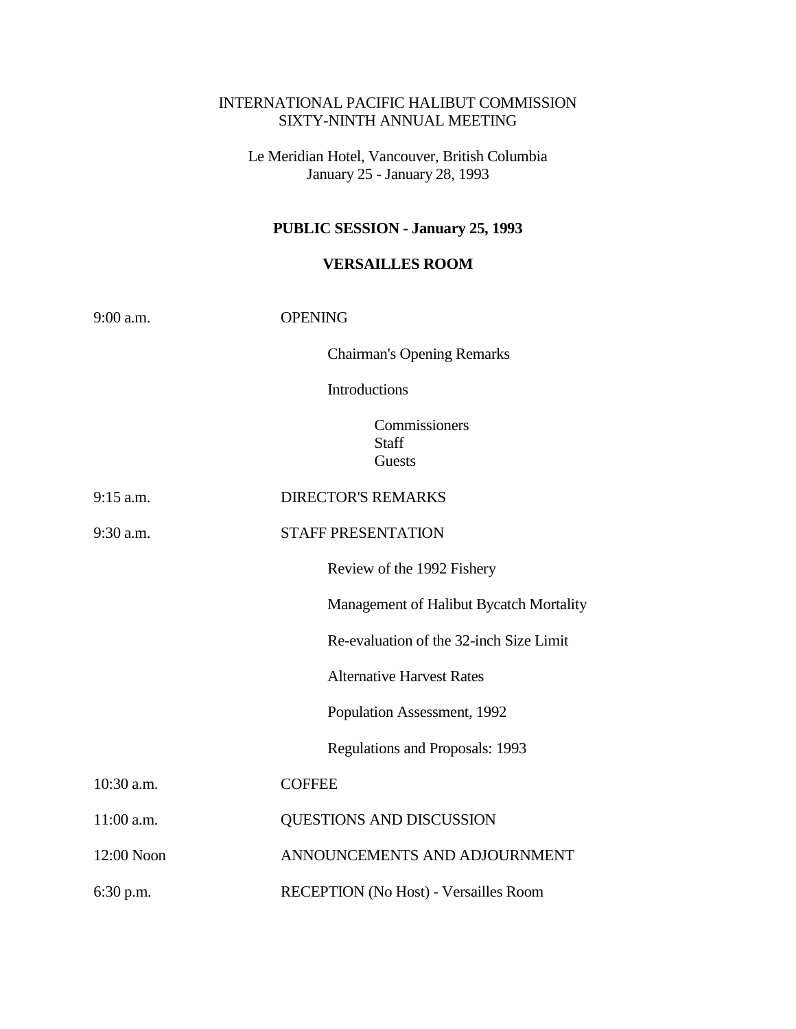INTERNATIONAL PACIFIC HALIBUT COMMISSION
SIXTY-NINTH ANNUAL MEETING

Le Meridian Hotel, Vancouver, British Columbia
January 25 - January 28, 1993

**PUBLIC SESSION - January 25, 1993**

**VERSAILLES ROOM**

9:00 a.m. OPENING

- Chairman's Opening Remarks
- Introductions
  - Commissioners
  - Staff
  - Guests

9:15 a.m. DIRECTOR'S REMARKS

9:30 a.m. STAFF PRESENTATION

- Review of the 1992 Fishery
- Management of Halibut Bycatch Mortality
- Re-evaluation of the 32-inch Size Limit
- Alternative Harvest Rates
- Population Assessment, 1992
- Regulations and Proposals: 1993

10:30 a.m. COFFEE

11:00 a.m. QUESTIONS AND DISCUSSION

12:00 Noon ANNOUNCEMENTS AND ADJOURNMENT

6:30 p.m. RECEPTION (No Host) - Versailles Room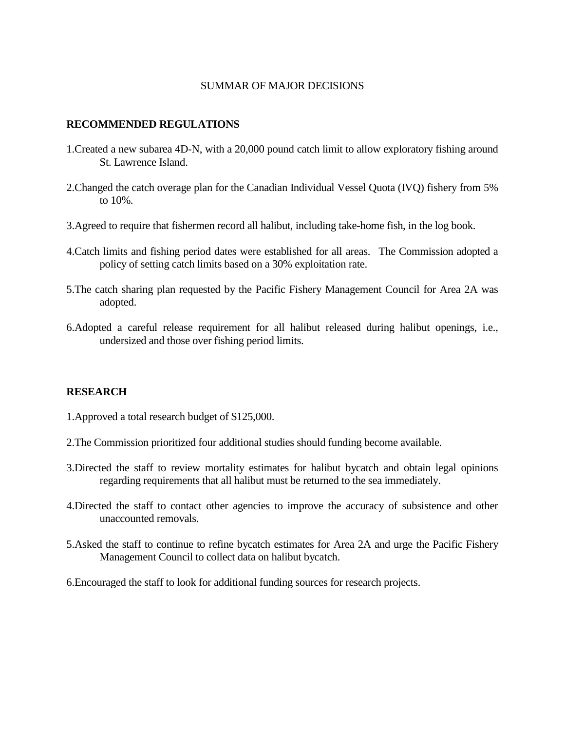SUMMAR OF MAJOR DECISIONS

## RECOMMENDED REGULATIONS

1. Created a new subarea 4D-N, with a 20,000 pound catch limit to allow exploratory fishing around St. Lawrence Island.

2. Changed the catch overage plan for the Canadian Individual Vessel Quota (IVQ) fishery from 5% to 10%.

3. Agreed to require that fishermen record all halibut, including take-home fish, in the log book.

4. Catch limits and fishing period dates were established for all areas. The Commission adopted a policy of setting catch limits based on a 30% exploitation rate.

5. The catch sharing plan requested by the Pacific Fishery Management Council for Area 2A was adopted.

6. Adopted a careful release requirement for all halibut released during halibut openings, i.e., undersized and those over fishing period limits.

## RESEARCH

1. Approved a total research budget of $125,000.

2. The Commission prioritized four additional studies should funding become available.

3. Directed the staff to review mortality estimates for halibut bycatch and obtain legal opinions regarding requirements that all halibut must be returned to the sea immediately.

4. Directed the staff to contact other agencies to improve the accuracy of subsistence and other unaccounted removals.

5. Asked the staff to continue to refine bycatch estimates for Area 2A and urge the Pacific Fishery Management Council to collect data on halibut bycatch.

6. Encouraged the staff to look for additional funding sources for research projects.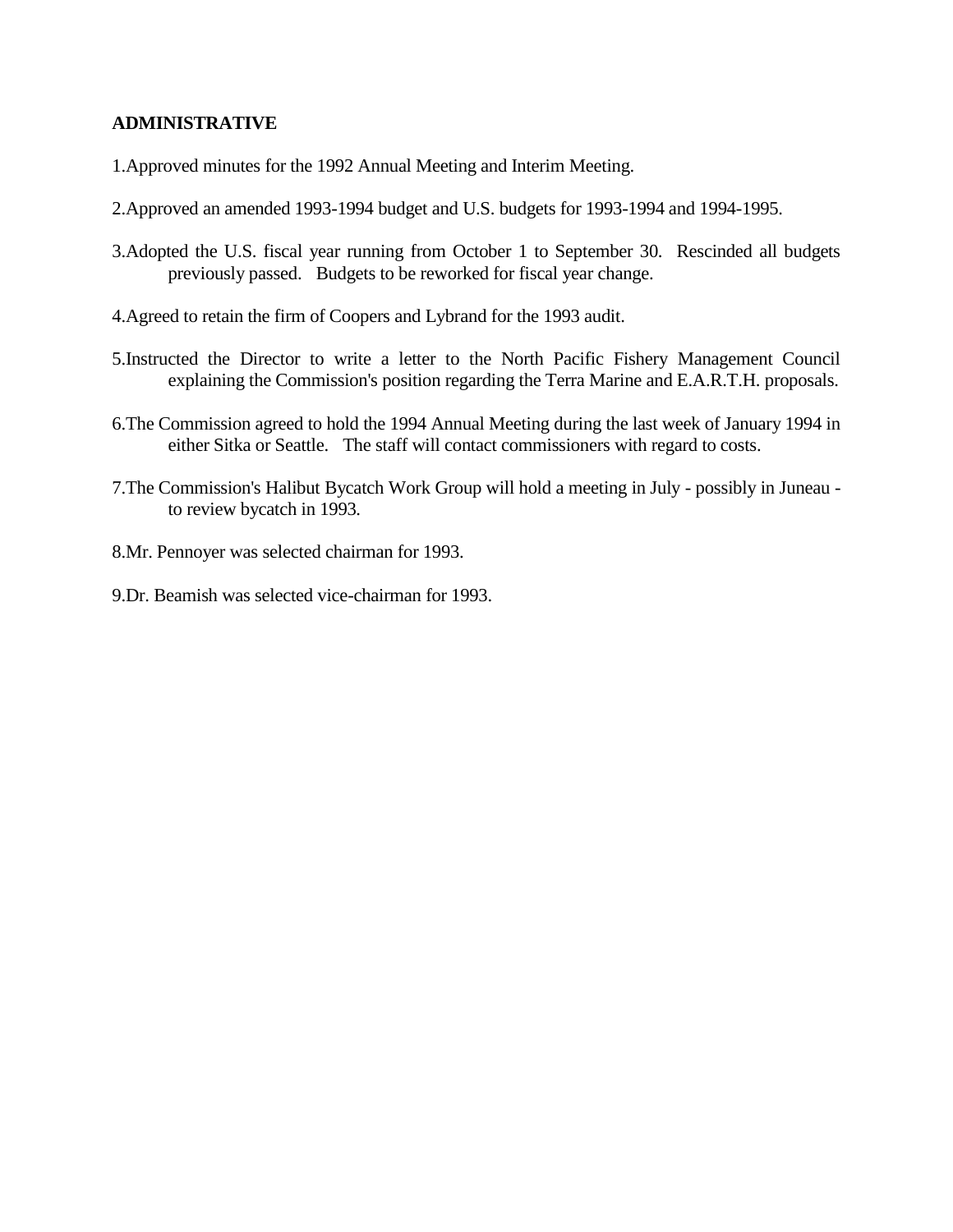**ADMINISTRATIVE**

1. Approved minutes for the 1992 Annual Meeting and Interim Meeting.

2. Approved an amended 1993-1994 budget and U.S. budgets for 1993-1994 and 1994-1995.

3. Adopted the U.S. fiscal year running from October 1 to September 30. Rescinded all budgets previously passed. Budgets to be reworked for fiscal year change.

4. Agreed to retain the firm of Coopers and Lybrand for the 1993 audit.

5. Instructed the Director to write a letter to the North Pacific Fishery Management Council explaining the Commission's position regarding the Terra Marine and E.A.R.T.H. proposals.

6. The Commission agreed to hold the 1994 Annual Meeting during the last week of January 1994 in either Sitka or Seattle. The staff will contact commissioners with regard to costs.

7. The Commission's Halibut Bycatch Work Group will hold a meeting in July - possibly in Juneau - to review bycatch in 1993.

8. Mr. Pennoyer was selected chairman for 1993.

9. Dr. Beamish was selected vice-chairman for 1993.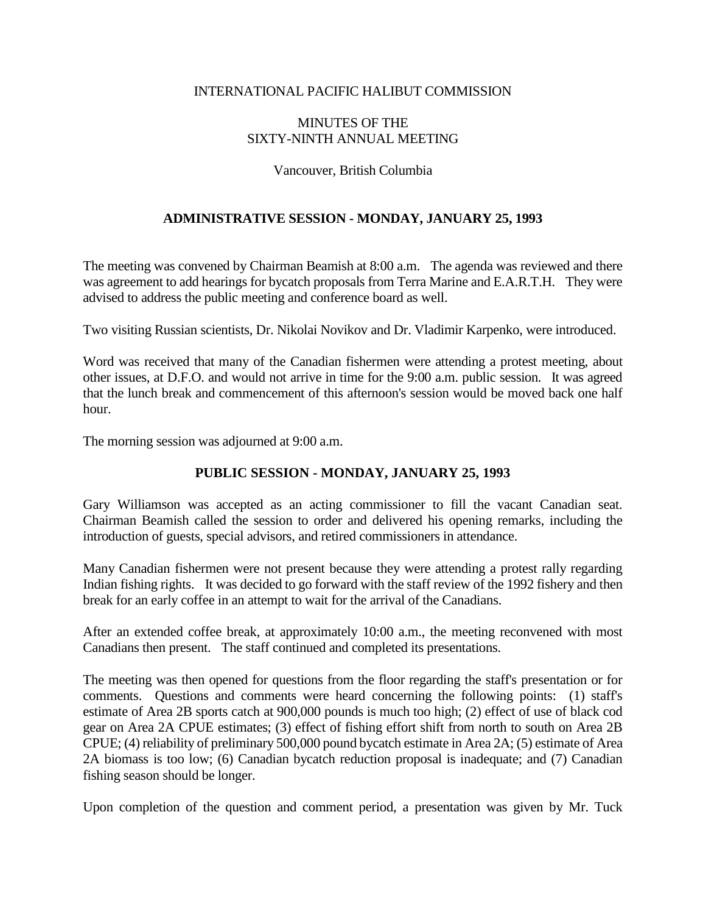INTERNATIONAL PACIFIC HALIBUT COMMISSION

MINUTES OF THE
SIXTY-NINTH ANNUAL MEETING

Vancouver, British Columbia

## ADMINISTRATIVE SESSION - MONDAY, JANUARY 25, 1993

The meeting was convened by Chairman Beamish at 8:00 a.m. The agenda was reviewed and there was agreement to add hearings for bycatch proposals from Terra Marine and E.A.R.T.H. They were advised to address the public meeting and conference board as well.

Two visiting Russian scientists, Dr. Nikolai Novikov and Dr. Vladimir Karpenko, were introduced.

Word was received that many of the Canadian fishermen were attending a protest meeting, about other issues, at D.F.O. and would not arrive in time for the 9:00 a.m. public session. It was agreed that the lunch break and commencement of this afternoon's session would be moved back one half hour.

The morning session was adjourned at 9:00 a.m.

## PUBLIC SESSION - MONDAY, JANUARY 25, 1993

Gary Williamson was accepted as an acting commissioner to fill the vacant Canadian seat. Chairman Beamish called the session to order and delivered his opening remarks, including the introduction of guests, special advisors, and retired commissioners in attendance.

Many Canadian fishermen were not present because they were attending a protest rally regarding Indian fishing rights. It was decided to go forward with the staff review of the 1992 fishery and then break for an early coffee in an attempt to wait for the arrival of the Canadians.

After an extended coffee break, at approximately 10:00 a.m., the meeting reconvened with most Canadians then present. The staff continued and completed its presentations.

The meeting was then opened for questions from the floor regarding the staff's presentation or for comments. Questions and comments were heard concerning the following points: (1) staff's estimate of Area 2B sports catch at 900,000 pounds is much too high; (2) effect of use of black cod gear on Area 2A CPUE estimates; (3) effect of fishing effort shift from north to south on Area 2B CPUE; (4) reliability of preliminary 500,000 pound bycatch estimate in Area 2A; (5) estimate of Area 2A biomass is too low; (6) Canadian bycatch reduction proposal is inadequate; and (7) Canadian fishing season should be longer.

Upon completion of the question and comment period, a presentation was given by Mr. Tuck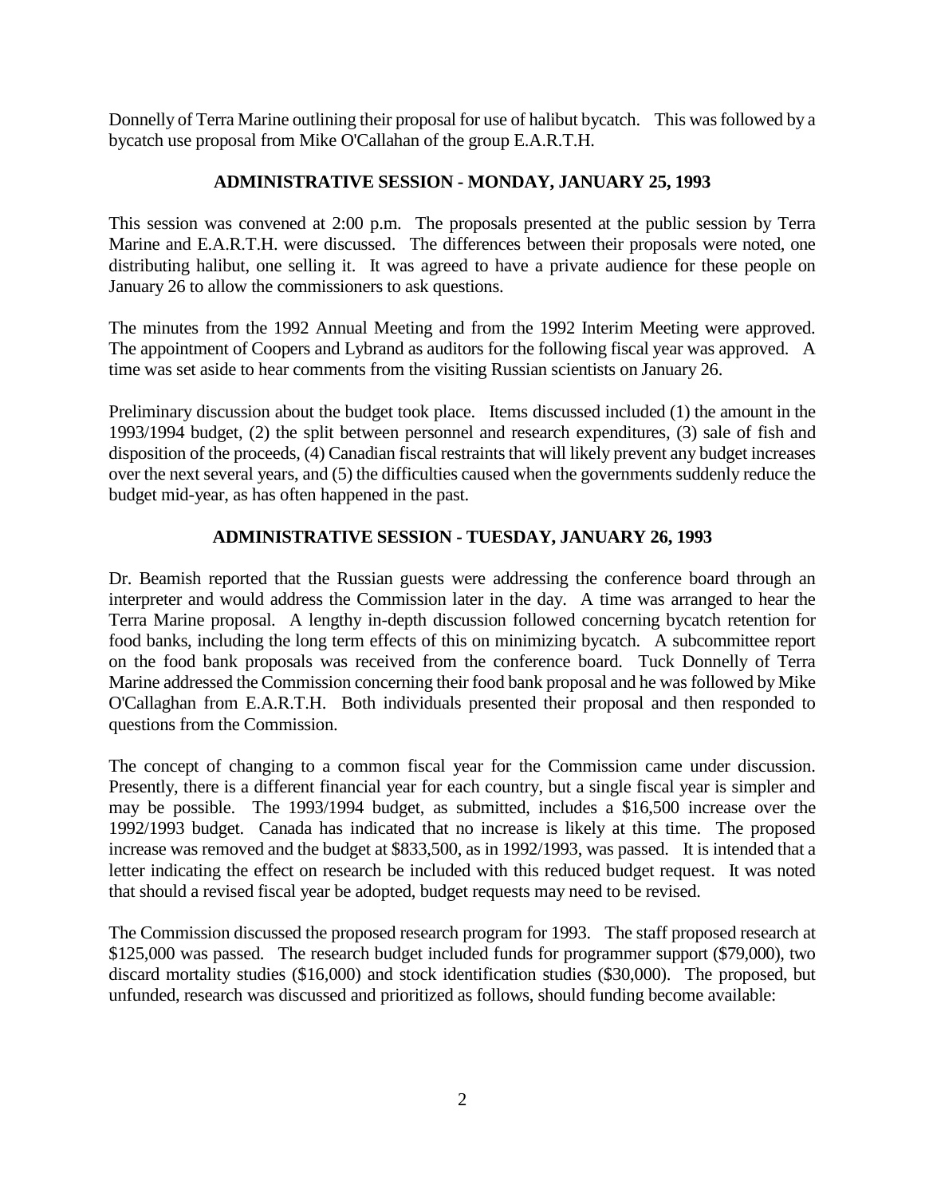Donnelly of Terra Marine outlining their proposal for use of halibut bycatch. This was followed by a bycatch use proposal from Mike O'Callahan of the group E.A.R.T.H.

## ADMINISTRATIVE SESSION - MONDAY, JANUARY 25, 1993

This session was convened at 2:00 p.m. The proposals presented at the public session by Terra Marine and E.A.R.T.H. were discussed. The differences between their proposals were noted, one distributing halibut, one selling it. It was agreed to have a private audience for these people on January 26 to allow the commissioners to ask questions.

The minutes from the 1992 Annual Meeting and from the 1992 Interim Meeting were approved. The appointment of Coopers and Lybrand as auditors for the following fiscal year was approved. A time was set aside to hear comments from the visiting Russian scientists on January 26.

Preliminary discussion about the budget took place. Items discussed included (1) the amount in the 1993/1994 budget, (2) the split between personnel and research expenditures, (3) sale of fish and disposition of the proceeds, (4) Canadian fiscal restraints that will likely prevent any budget increases over the next several years, and (5) the difficulties caused when the governments suddenly reduce the budget mid-year, as has often happened in the past.

## ADMINISTRATIVE SESSION - TUESDAY, JANUARY 26, 1993

Dr. Beamish reported that the Russian guests were addressing the conference board through an interpreter and would address the Commission later in the day. A time was arranged to hear the Terra Marine proposal. A lengthy in-depth discussion followed concerning bycatch retention for food banks, including the long term effects of this on minimizing bycatch. A subcommittee report on the food bank proposals was received from the conference board. Tuck Donnelly of Terra Marine addressed the Commission concerning their food bank proposal and he was followed by Mike O'Callaghan from E.A.R.T.H. Both individuals presented their proposal and then responded to questions from the Commission.

The concept of changing to a common fiscal year for the Commission came under discussion. Presently, there is a different financial year for each country, but a single fiscal year is simpler and may be possible. The 1993/1994 budget, as submitted, includes a $16,500 increase over the 1992/1993 budget. Canada has indicated that no increase is likely at this time. The proposed increase was removed and the budget at $833,500, as in 1992/1993, was passed. It is intended that a letter indicating the effect on research be included with this reduced budget request. It was noted that should a revised fiscal year be adopted, budget requests may need to be revised.

The Commission discussed the proposed research program for 1993. The staff proposed research at $125,000 was passed. The research budget included funds for programmer support ($79,000), two discard mortality studies ($16,000) and stock identification studies ($30,000). The proposed, but unfunded, research was discussed and prioritized as follows, should funding become available: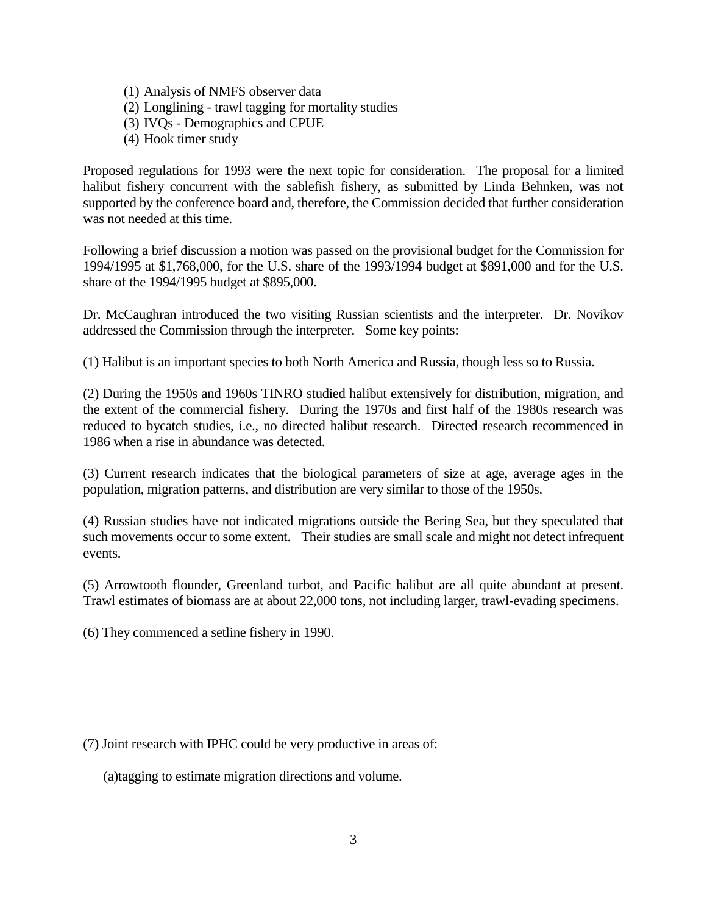(1) Analysis of NMFS observer data
(2) Longlining - trawl tagging for mortality studies
(3) IVQs - Demographics and CPUE
(4) Hook timer study

Proposed regulations for 1993 were the next topic for consideration. The proposal for a limited halibut fishery concurrent with the sablefish fishery, as submitted by Linda Behnken, was not supported by the conference board and, therefore, the Commission decided that further consideration was not needed at this time.

Following a brief discussion a motion was passed on the provisional budget for the Commission for 1994/1995 at $1,768,000, for the U.S. share of the 1993/1994 budget at $891,000 and for the U.S. share of the 1994/1995 budget at $895,000.

Dr. McCaughran introduced the two visiting Russian scientists and the interpreter. Dr. Novikov addressed the Commission through the interpreter. Some key points:

(1) Halibut is an important species to both North America and Russia, though less so to Russia.

(2) During the 1950s and 1960s TINRO studied halibut extensively for distribution, migration, and the extent of the commercial fishery. During the 1970s and first half of the 1980s research was reduced to bycatch studies, i.e., no directed halibut research. Directed research recommenced in 1986 when a rise in abundance was detected.

(3) Current research indicates that the biological parameters of size at age, average ages in the population, migration patterns, and distribution are very similar to those of the 1950s.

(4) Russian studies have not indicated migrations outside the Bering Sea, but they speculated that such movements occur to some extent. Their studies are small scale and might not detect infrequent events.

(5) Arrowtooth flounder, Greenland turbot, and Pacific halibut are all quite abundant at present. Trawl estimates of biomass are at about 22,000 tons, not including larger, trawl-evading specimens.

(6) They commenced a setline fishery in 1990.

(7) Joint research with IPHC could be very productive in areas of:

(a)tagging to estimate migration directions and volume.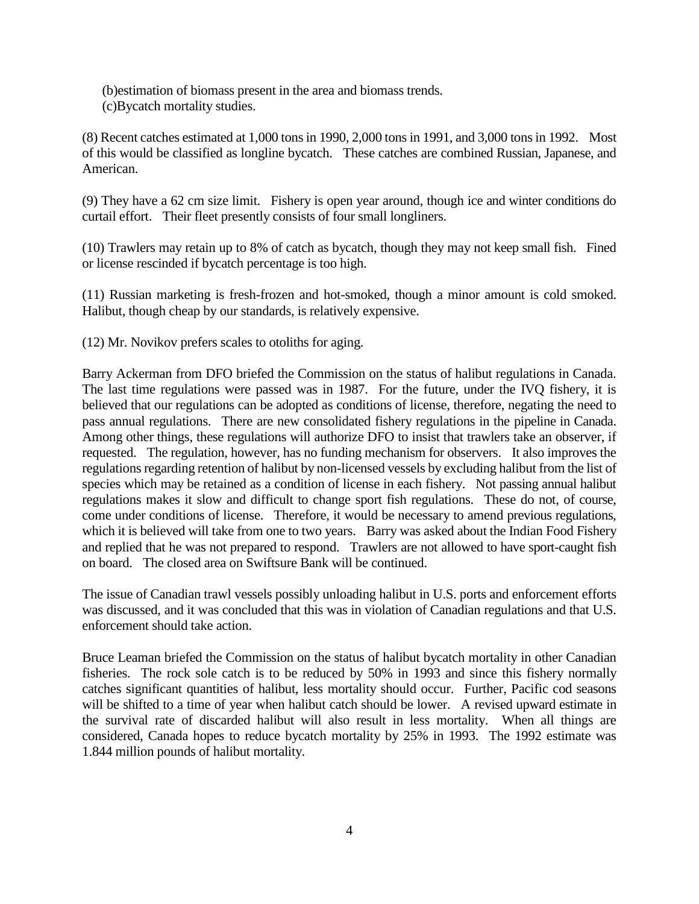(b)estimation of biomass present in the area and biomass trends.
(c)Bycatch mortality studies.

(8) Recent catches estimated at 1,000 tons in 1990, 2,000 tons in 1991, and 3,000 tons in 1992. Most of this would be classified as longline bycatch. These catches are combined Russian, Japanese, and American.

(9) They have a 62 cm size limit. Fishery is open year around, though ice and winter conditions do curtail effort. Their fleet presently consists of four small longliners.

(10) Trawlers may retain up to 8% of catch as bycatch, though they may not keep small fish. Fined or license rescinded if bycatch percentage is too high.

(11) Russian marketing is fresh-frozen and hot-smoked, though a minor amount is cold smoked. Halibut, though cheap by our standards, is relatively expensive.

(12) Mr. Novikov prefers scales to otoliths for aging.

Barry Ackerman from DFO briefed the Commission on the status of halibut regulations in Canada. The last time regulations were passed was in 1987. For the future, under the IVQ fishery, it is believed that our regulations can be adopted as conditions of license, therefore, negating the need to pass annual regulations. There are new consolidated fishery regulations in the pipeline in Canada. Among other things, these regulations will authorize DFO to insist that trawlers take an observer, if requested. The regulation, however, has no funding mechanism for observers. It also improves the regulations regarding retention of halibut by non-licensed vessels by excluding halibut from the list of species which may be retained as a condition of license in each fishery. Not passing annual halibut regulations makes it slow and difficult to change sport fish regulations. These do not, of course, come under conditions of license. Therefore, it would be necessary to amend previous regulations, which it is believed will take from one to two years. Barry was asked about the Indian Food Fishery and replied that he was not prepared to respond. Trawlers are not allowed to have sport-caught fish on board. The closed area on Swiftsure Bank will be continued.

The issue of Canadian trawl vessels possibly unloading halibut in U.S. ports and enforcement efforts was discussed, and it was concluded that this was in violation of Canadian regulations and that U.S. enforcement should take action.

Bruce Leaman briefed the Commission on the status of halibut bycatch mortality in other Canadian fisheries. The rock sole catch is to be reduced by 50% in 1993 and since this fishery normally catches significant quantities of halibut, less mortality should occur. Further, Pacific cod seasons will be shifted to a time of year when halibut catch should be lower. A revised upward estimate in the survival rate of discarded halibut will also result in less mortality. When all things are considered, Canada hopes to reduce bycatch mortality by 25% in 1993. The 1992 estimate was 1.844 million pounds of halibut mortality.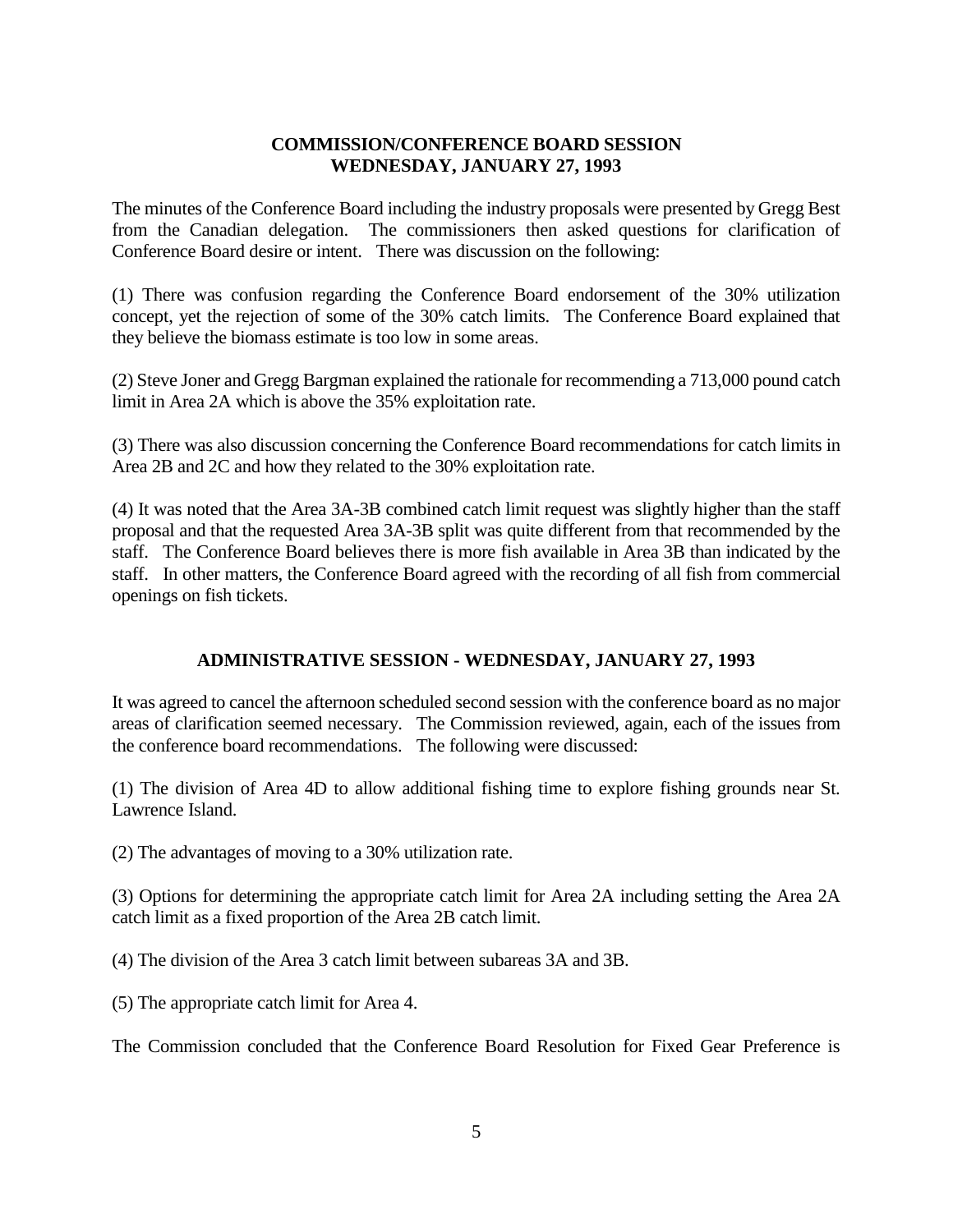## COMMISSION/CONFERENCE BOARD SESSION WEDNESDAY, JANUARY 27, 1993

The minutes of the Conference Board including the industry proposals were presented by Gregg Best from the Canadian delegation. The commissioners then asked questions for clarification of Conference Board desire or intent. There was discussion on the following:

(1) There was confusion regarding the Conference Board endorsement of the 30% utilization concept, yet the rejection of some of the 30% catch limits. The Conference Board explained that they believe the biomass estimate is too low in some areas.

(2) Steve Joner and Gregg Bargman explained the rationale for recommending a 713,000 pound catch limit in Area 2A which is above the 35% exploitation rate.

(3) There was also discussion concerning the Conference Board recommendations for catch limits in Area 2B and 2C and how they related to the 30% exploitation rate.

(4) It was noted that the Area 3A-3B combined catch limit request was slightly higher than the staff proposal and that the requested Area 3A-3B split was quite different from that recommended by the staff. The Conference Board believes there is more fish available in Area 3B than indicated by the staff. In other matters, the Conference Board agreed with the recording of all fish from commercial openings on fish tickets.

## ADMINISTRATIVE SESSION - WEDNESDAY, JANUARY 27, 1993

It was agreed to cancel the afternoon scheduled second session with the conference board as no major areas of clarification seemed necessary. The Commission reviewed, again, each of the issues from the conference board recommendations. The following were discussed:

(1) The division of Area 4D to allow additional fishing time to explore fishing grounds near St. Lawrence Island.

(2) The advantages of moving to a 30% utilization rate.

(3) Options for determining the appropriate catch limit for Area 2A including setting the Area 2A catch limit as a fixed proportion of the Area 2B catch limit.

(4) The division of the Area 3 catch limit between subareas 3A and 3B.

(5) The appropriate catch limit for Area 4.

The Commission concluded that the Conference Board Resolution for Fixed Gear Preference is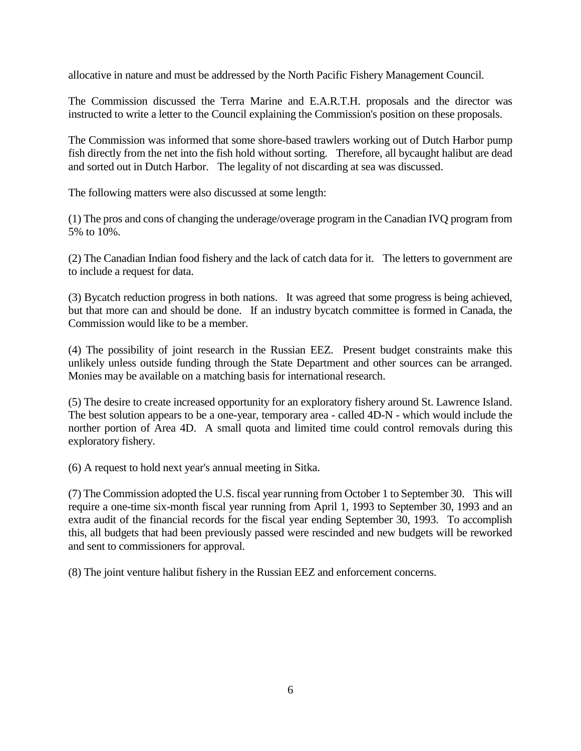allocative in nature and must be addressed by the North Pacific Fishery Management Council.

The Commission discussed the Terra Marine and E.A.R.T.H. proposals and the director was instructed to write a letter to the Council explaining the Commission's position on these proposals.

The Commission was informed that some shore-based trawlers working out of Dutch Harbor pump fish directly from the net into the fish hold without sorting. Therefore, all bycaught halibut are dead and sorted out in Dutch Harbor. The legality of not discarding at sea was discussed.

The following matters were also discussed at some length:

(1) The pros and cons of changing the underage/overage program in the Canadian IVQ program from 5% to 10%.

(2) The Canadian Indian food fishery and the lack of catch data for it. The letters to government are to include a request for data.

(3) Bycatch reduction progress in both nations. It was agreed that some progress is being achieved, but that more can and should be done. If an industry bycatch committee is formed in Canada, the Commission would like to be a member.

(4) The possibility of joint research in the Russian EEZ. Present budget constraints make this unlikely unless outside funding through the State Department and other sources can be arranged. Monies may be available on a matching basis for international research.

(5) The desire to create increased opportunity for an exploratory fishery around St. Lawrence Island. The best solution appears to be a one-year, temporary area - called 4D-N - which would include the norther portion of Area 4D. A small quota and limited time could control removals during this exploratory fishery.

(6) A request to hold next year's annual meeting in Sitka.

(7) The Commission adopted the U.S. fiscal year running from October 1 to September 30. This will require a one-time six-month fiscal year running from April 1, 1993 to September 30, 1993 and an extra audit of the financial records for the fiscal year ending September 30, 1993. To accomplish this, all budgets that had been previously passed were rescinded and new budgets will be reworked and sent to commissioners for approval.

(8) The joint venture halibut fishery in the Russian EEZ and enforcement concerns.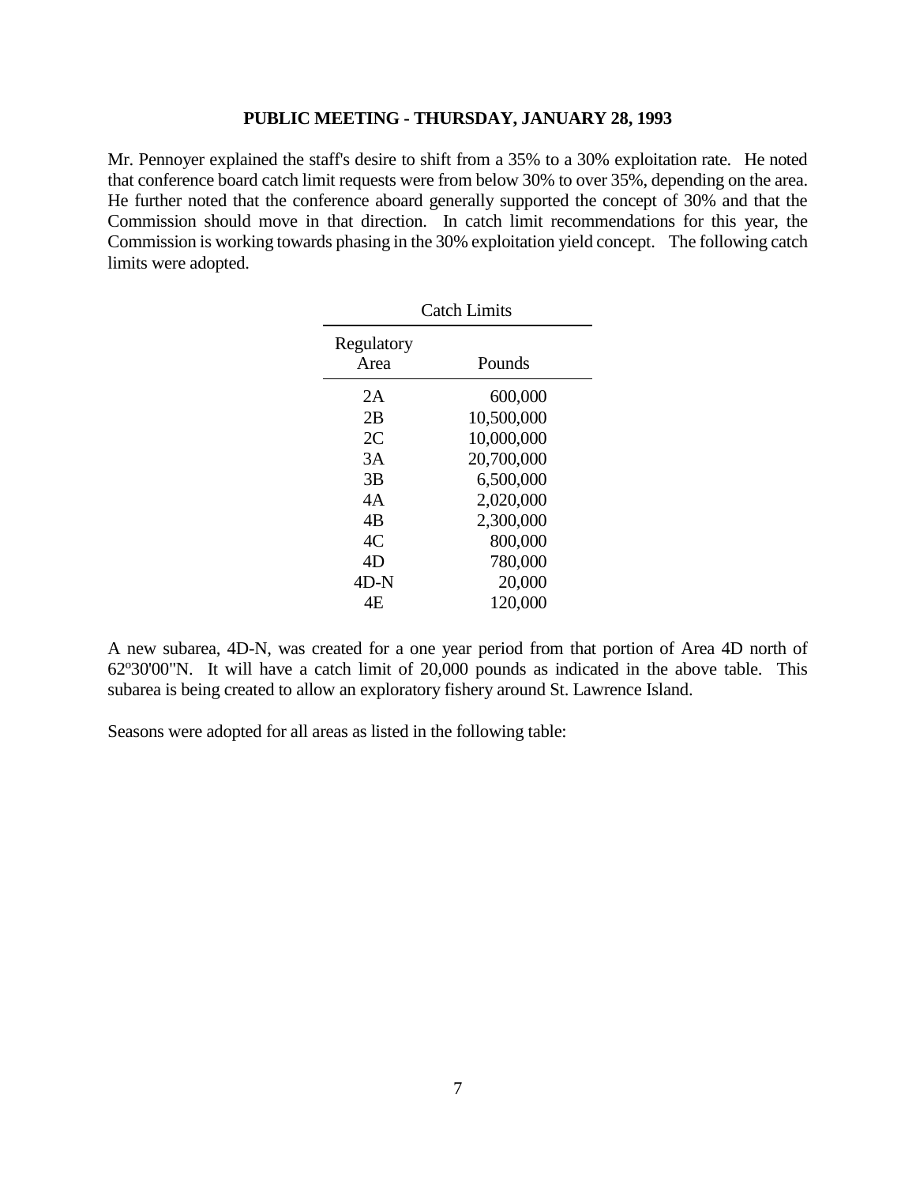**PUBLIC MEETING - THURSDAY, JANUARY 28, 1993**

Mr. Pennoyer explained the staff's desire to shift from a 35% to a 30% exploitation rate. He noted that conference board catch limit requests were from below 30% to over 35%, depending on the area. He further noted that the conference aboard generally supported the concept of 30% and that the Commission should move in that direction. In catch limit recommendations for this year, the Commission is working towards phasing in the 30% exploitation yield concept. The following catch limits were adopted.

Catch Limits

| Regulatory Area | Pounds |
|---|---|
| 2A | 600,000 |
| 2B | 10,500,000 |
| 2C | 10,000,000 |
| 3A | 20,700,000 |
| 3B | 6,500,000 |
| 4A | 2,020,000 |
| 4B | 2,300,000 |
| 4C | 800,000 |
| 4D | 780,000 |
| 4D-N | 20,000 |
| 4E | 120,000 |

A new subarea, 4D-N, was created for a one year period from that portion of Area 4D north of 62º30'00"N. It will have a catch limit of 20,000 pounds as indicated in the above table. This subarea is being created to allow an exploratory fishery around St. Lawrence Island.

Seasons were adopted for all areas as listed in the following table: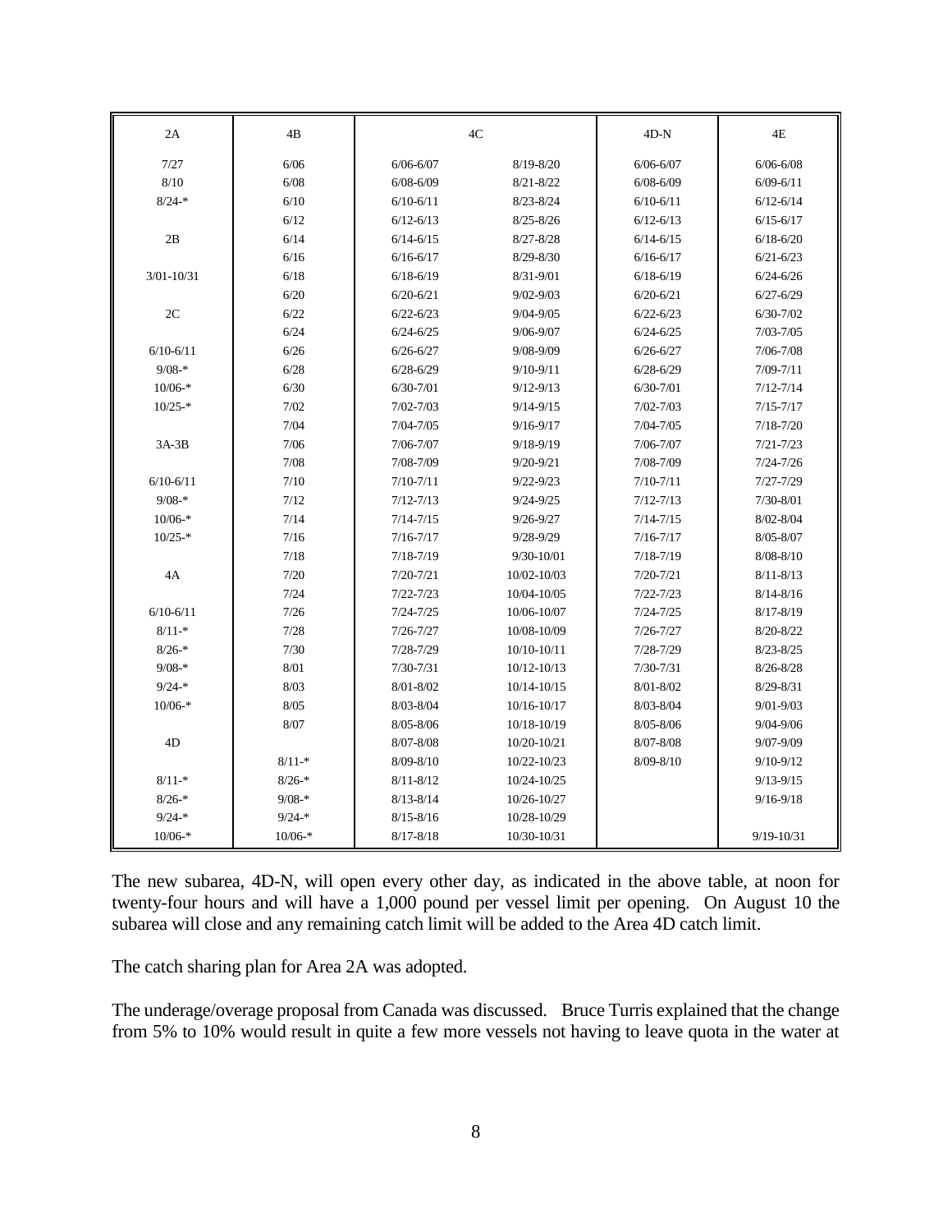| 2A | 4B | 4C | | 4D-N | 4E |
|---|---|---|---|---|---|
| 7/27 | 6/06 | 6/06-6/07 | 8/19-8/20 | 6/06-6/07 | 6/06-6/08 |
| 8/10 | 6/08 | 6/08-6/09 | 8/21-8/22 | 6/08-6/09 | 6/09-6/11 |
| 8/24-* | 6/10 | 6/10-6/11 | 8/23-8/24 | 6/10-6/11 | 6/12-6/14 |
| | 6/12 | 6/12-6/13 | 8/25-8/26 | 6/12-6/13 | 6/15-6/17 |
| 2B | 6/14 | 6/14-6/15 | 8/27-8/28 | 6/14-6/15 | 6/18-6/20 |
| | 6/16 | 6/16-6/17 | 8/29-8/30 | 6/16-6/17 | 6/21-6/23 |
| 3/01-10/31 | 6/18 | 6/18-6/19 | 8/31-9/01 | 6/18-6/19 | 6/24-6/26 |
| | 6/20 | 6/20-6/21 | 9/02-9/03 | 6/20-6/21 | 6/27-6/29 |
| 2C | 6/22 | 6/22-6/23 | 9/04-9/05 | 6/22-6/23 | 6/30-7/02 |
| | 6/24 | 6/24-6/25 | 9/06-9/07 | 6/24-6/25 | 7/03-7/05 |
| 6/10-6/11 | 6/26 | 6/26-6/27 | 9/08-9/09 | 6/26-6/27 | 7/06-7/08 |
| 9/08-* | 6/28 | 6/28-6/29 | 9/10-9/11 | 6/28-6/29 | 7/09-7/11 |
| 10/06-* | 6/30 | 6/30-7/01 | 9/12-9/13 | 6/30-7/01 | 7/12-7/14 |
| 10/25-* | 7/02 | 7/02-7/03 | 9/14-9/15 | 7/02-7/03 | 7/15-7/17 |
| | 7/04 | 7/04-7/05 | 9/16-9/17 | 7/04-7/05 | 7/18-7/20 |
| 3A-3B | 7/06 | 7/06-7/07 | 9/18-9/19 | 7/06-7/07 | 7/21-7/23 |
| | 7/08 | 7/08-7/09 | 9/20-9/21 | 7/08-7/09 | 7/24-7/26 |
| 6/10-6/11 | 7/10 | 7/10-7/11 | 9/22-9/23 | 7/10-7/11 | 7/27-7/29 |
| 9/08-* | 7/12 | 7/12-7/13 | 9/24-9/25 | 7/12-7/13 | 7/30-8/01 |
| 10/06-* | 7/14 | 7/14-7/15 | 9/26-9/27 | 7/14-7/15 | 8/02-8/04 |
| 10/25-* | 7/16 | 7/16-7/17 | 9/28-9/29 | 7/16-7/17 | 8/05-8/07 |
| | 7/18 | 7/18-7/19 | 9/30-10/01 | 7/18-7/19 | 8/08-8/10 |
| 4A | 7/20 | 7/20-7/21 | 10/02-10/03 | 7/20-7/21 | 8/11-8/13 |
| | 7/24 | 7/22-7/23 | 10/04-10/05 | 7/22-7/23 | 8/14-8/16 |
| 6/10-6/11 | 7/26 | 7/24-7/25 | 10/06-10/07 | 7/24-7/25 | 8/17-8/19 |
| 8/11-* | 7/28 | 7/26-7/27 | 10/08-10/09 | 7/26-7/27 | 8/20-8/22 |
| 8/26-* | 7/30 | 7/28-7/29 | 10/10-10/11 | 7/28-7/29 | 8/23-8/25 |
| 9/08-* | 8/01 | 7/30-7/31 | 10/12-10/13 | 7/30-7/31 | 8/26-8/28 |
| 9/24-* | 8/03 | 8/01-8/02 | 10/14-10/15 | 8/01-8/02 | 8/29-8/31 |
| 10/06-* | 8/05 | 8/03-8/04 | 10/16-10/17 | 8/03-8/04 | 9/01-9/03 |
| | 8/07 | 8/05-8/06 | 10/18-10/19 | 8/05-8/06 | 9/04-9/06 |
| 4D | | 8/07-8/08 | 10/20-10/21 | 8/07-8/08 | 9/07-9/09 |
| | 8/11-* | 8/09-8/10 | 10/22-10/23 | 8/09-8/10 | 9/10-9/12 |
| 8/11-* | 8/26-* | 8/11-8/12 | 10/24-10/25 | | 9/13-9/15 |
| 8/26-* | 9/08-* | 8/13-8/14 | 10/26-10/27 | | 9/16-9/18 |
| 9/24-* | 9/24-* | 8/15-8/16 | 10/28-10/29 | | |
| 10/06-* | 10/06-* | 8/17-8/18 | 10/30-10/31 | | 9/19-10/31 |

The new subarea, 4D-N, will open every other day, as indicated in the above table, at noon for twenty-four hours and will have a 1,000 pound per vessel limit per opening. On August 10 the subarea will close and any remaining catch limit will be added to the Area 4D catch limit.

The catch sharing plan for Area 2A was adopted.

The underage/overage proposal from Canada was discussed. Bruce Turris explained that the change from 5% to 10% would result in quite a few more vessels not having to leave quota in the water at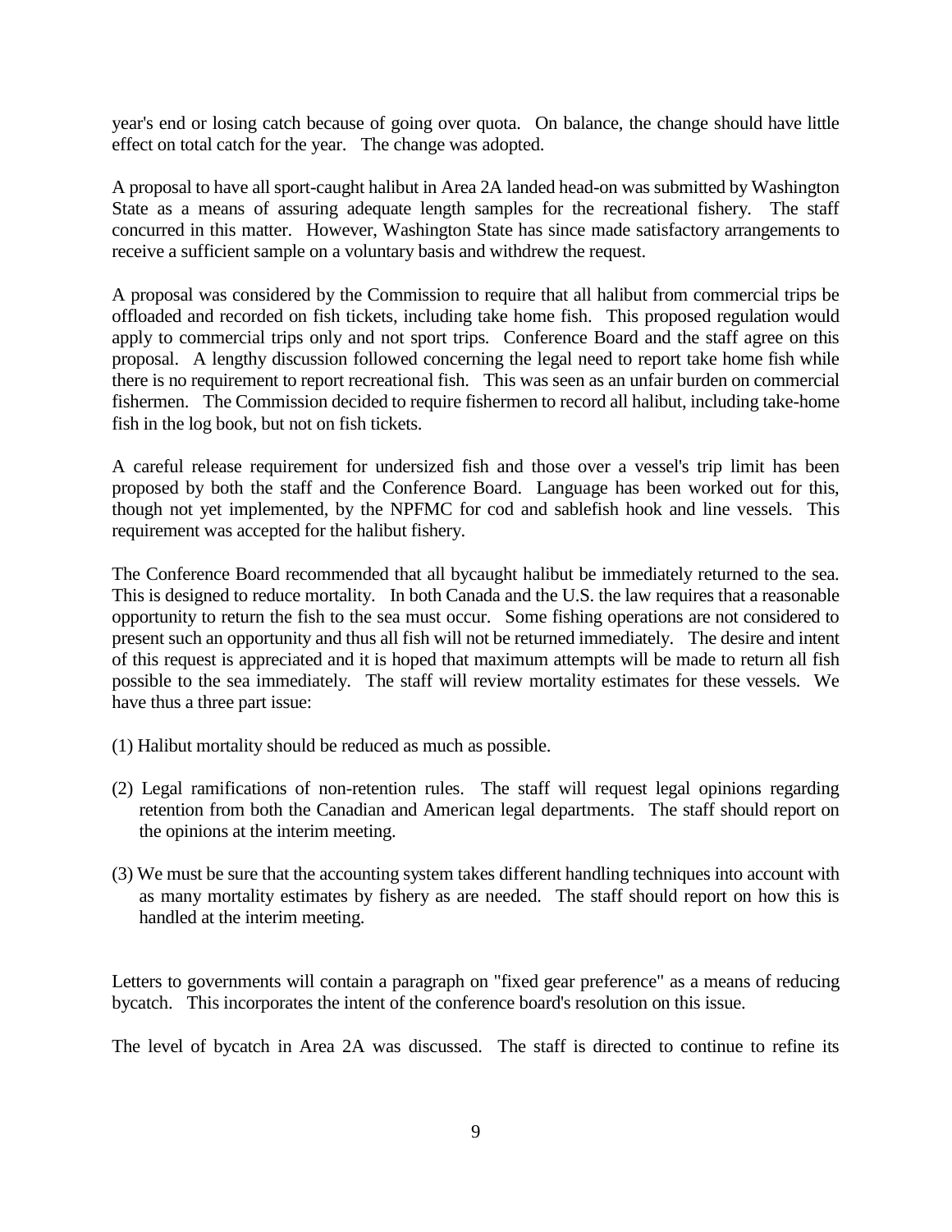year's end or losing catch because of going over quota. On balance, the change should have little effect on total catch for the year. The change was adopted.

A proposal to have all sport-caught halibut in Area 2A landed head-on was submitted by Washington State as a means of assuring adequate length samples for the recreational fishery. The staff concurred in this matter. However, Washington State has since made satisfactory arrangements to receive a sufficient sample on a voluntary basis and withdrew the request.

A proposal was considered by the Commission to require that all halibut from commercial trips be offloaded and recorded on fish tickets, including take home fish. This proposed regulation would apply to commercial trips only and not sport trips. Conference Board and the staff agree on this proposal. A lengthy discussion followed concerning the legal need to report take home fish while there is no requirement to report recreational fish. This was seen as an unfair burden on commercial fishermen. The Commission decided to require fishermen to record all halibut, including take-home fish in the log book, but not on fish tickets.

A careful release requirement for undersized fish and those over a vessel's trip limit has been proposed by both the staff and the Conference Board. Language has been worked out for this, though not yet implemented, by the NPFMC for cod and sablefish hook and line vessels. This requirement was accepted for the halibut fishery.

The Conference Board recommended that all bycaught halibut be immediately returned to the sea. This is designed to reduce mortality. In both Canada and the U.S. the law requires that a reasonable opportunity to return the fish to the sea must occur. Some fishing operations are not considered to present such an opportunity and thus all fish will not be returned immediately. The desire and intent of this request is appreciated and it is hoped that maximum attempts will be made to return all fish possible to the sea immediately. The staff will review mortality estimates for these vessels. We have thus a three part issue:

(1) Halibut mortality should be reduced as much as possible.

(2) Legal ramifications of non-retention rules. The staff will request legal opinions regarding retention from both the Canadian and American legal departments. The staff should report on the opinions at the interim meeting.

(3) We must be sure that the accounting system takes different handling techniques into account with as many mortality estimates by fishery as are needed. The staff should report on how this is handled at the interim meeting.

Letters to governments will contain a paragraph on "fixed gear preference" as a means of reducing bycatch. This incorporates the intent of the conference board's resolution on this issue.

The level of bycatch in Area 2A was discussed. The staff is directed to continue to refine its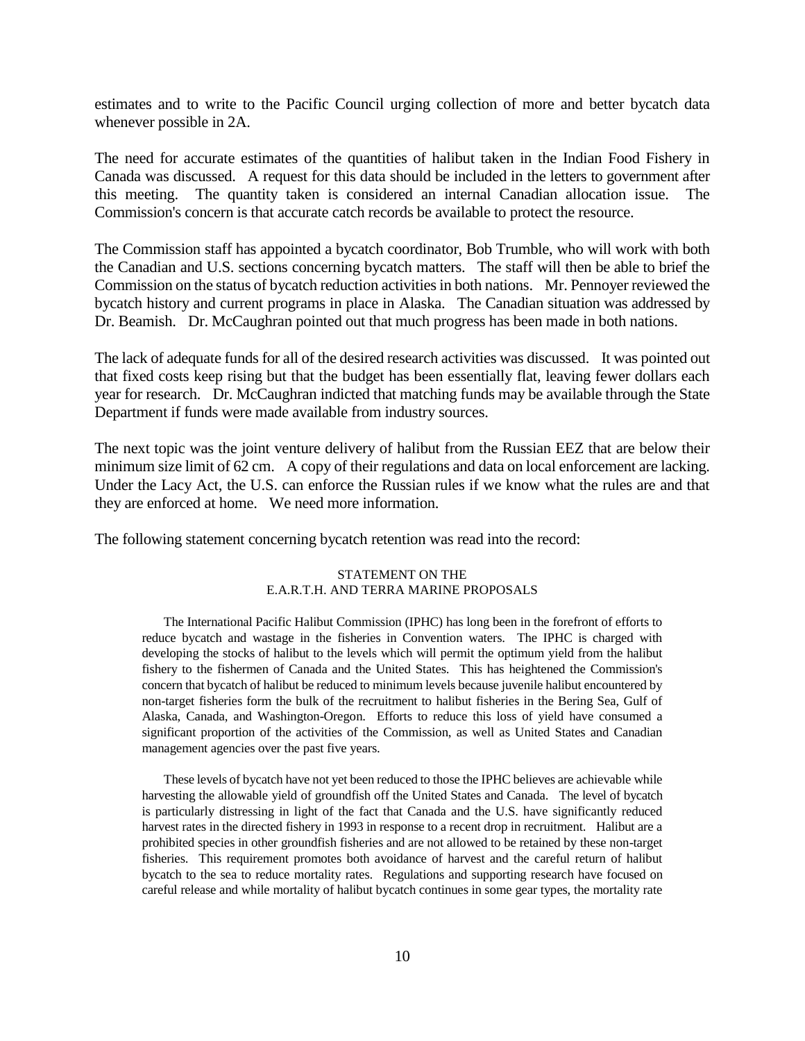estimates and to write to the Pacific Council urging collection of more and better bycatch data whenever possible in 2A.

The need for accurate estimates of the quantities of halibut taken in the Indian Food Fishery in Canada was discussed. A request for this data should be included in the letters to government after this meeting. The quantity taken is considered an internal Canadian allocation issue. The Commission's concern is that accurate catch records be available to protect the resource.

The Commission staff has appointed a bycatch coordinator, Bob Trumble, who will work with both the Canadian and U.S. sections concerning bycatch matters. The staff will then be able to brief the Commission on the status of bycatch reduction activities in both nations. Mr. Pennoyer reviewed the bycatch history and current programs in place in Alaska. The Canadian situation was addressed by Dr. Beamish. Dr. McCaughran pointed out that much progress has been made in both nations.

The lack of adequate funds for all of the desired research activities was discussed. It was pointed out that fixed costs keep rising but that the budget has been essentially flat, leaving fewer dollars each year for research. Dr. McCaughran indicted that matching funds may be available through the State Department if funds were made available from industry sources.

The next topic was the joint venture delivery of halibut from the Russian EEZ that are below their minimum size limit of 62 cm. A copy of their regulations and data on local enforcement are lacking. Under the Lacy Act, the U.S. can enforce the Russian rules if we know what the rules are and that they are enforced at home. We need more information.

The following statement concerning bycatch retention was read into the record:

> STATEMENT ON THE
> E.A.R.T.H. AND TERRA MARINE PROPOSALS
>
> The International Pacific Halibut Commission (IPHC) has long been in the forefront of efforts to reduce bycatch and wastage in the fisheries in Convention waters. The IPHC is charged with developing the stocks of halibut to the levels which will permit the optimum yield from the halibut fishery to the fishermen of Canada and the United States. This has heightened the Commission's concern that bycatch of halibut be reduced to minimum levels because juvenile halibut encountered by non-target fisheries form the bulk of the recruitment to halibut fisheries in the Bering Sea, Gulf of Alaska, Canada, and Washington-Oregon. Efforts to reduce this loss of yield have consumed a significant proportion of the activities of the Commission, as well as United States and Canadian management agencies over the past five years.
>
> These levels of bycatch have not yet been reduced to those the IPHC believes are achievable while harvesting the allowable yield of groundfish off the United States and Canada. The level of bycatch is particularly distressing in light of the fact that Canada and the U.S. have significantly reduced harvest rates in the directed fishery in 1993 in response to a recent drop in recruitment. Halibut are a prohibited species in other groundfish fisheries and are not allowed to be retained by these non-target fisheries. This requirement promotes both avoidance of harvest and the careful return of halibut bycatch to the sea to reduce mortality rates. Regulations and supporting research have focused on careful release and while mortality of halibut bycatch continues in some gear types, the mortality rate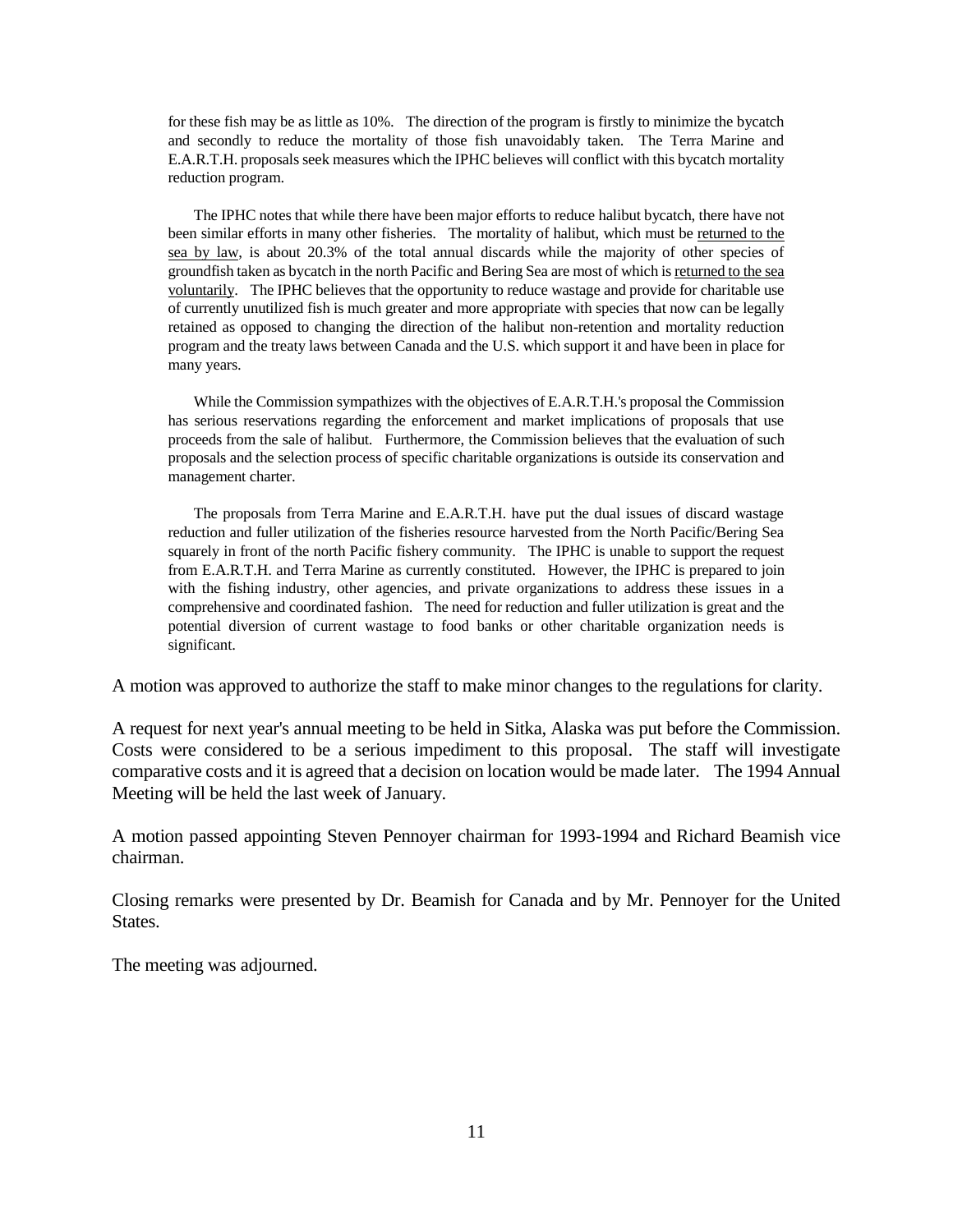for these fish may be as little as 10%. The direction of the program is firstly to minimize the bycatch and secondly to reduce the mortality of those fish unavoidably taken. The Terra Marine and E.A.R.T.H. proposals seek measures which the IPHC believes will conflict with this bycatch mortality reduction program.

> The IPHC notes that while there have been major efforts to reduce halibut bycatch, there have not been similar efforts in many other fisheries. The mortality of halibut, which must be returned to the sea by law, is about 20.3% of the total annual discards while the majority of other species of groundfish taken as bycatch in the north Pacific and Bering Sea are most of which is returned to the sea voluntarily. The IPHC believes that the opportunity to reduce wastage and provide for charitable use of currently unutilized fish is much greater and more appropriate with species that now can be legally retained as opposed to changing the direction of the halibut non-retention and mortality reduction program and the treaty laws between Canada and the U.S. which support it and have been in place for many years.

> While the Commission sympathizes with the objectives of E.A.R.T.H.'s proposal the Commission has serious reservations regarding the enforcement and market implications of proposals that use proceeds from the sale of halibut. Furthermore, the Commission believes that the evaluation of such proposals and the selection process of specific charitable organizations is outside its conservation and management charter.

> The proposals from Terra Marine and E.A.R.T.H. have put the dual issues of discard wastage reduction and fuller utilization of the fisheries resource harvested from the North Pacific/Bering Sea squarely in front of the north Pacific fishery community. The IPHC is unable to support the request from E.A.R.T.H. and Terra Marine as currently constituted. However, the IPHC is prepared to join with the fishing industry, other agencies, and private organizations to address these issues in a comprehensive and coordinated fashion. The need for reduction and fuller utilization is great and the potential diversion of current wastage to food banks or other charitable organization needs is significant.

A motion was approved to authorize the staff to make minor changes to the regulations for clarity.

A request for next year's annual meeting to be held in Sitka, Alaska was put before the Commission. Costs were considered to be a serious impediment to this proposal. The staff will investigate comparative costs and it is agreed that a decision on location would be made later. The 1994 Annual Meeting will be held the last week of January.

A motion passed appointing Steven Pennoyer chairman for 1993-1994 and Richard Beamish vice chairman.

Closing remarks were presented by Dr. Beamish for Canada and by Mr. Pennoyer for the United States.

The meeting was adjourned.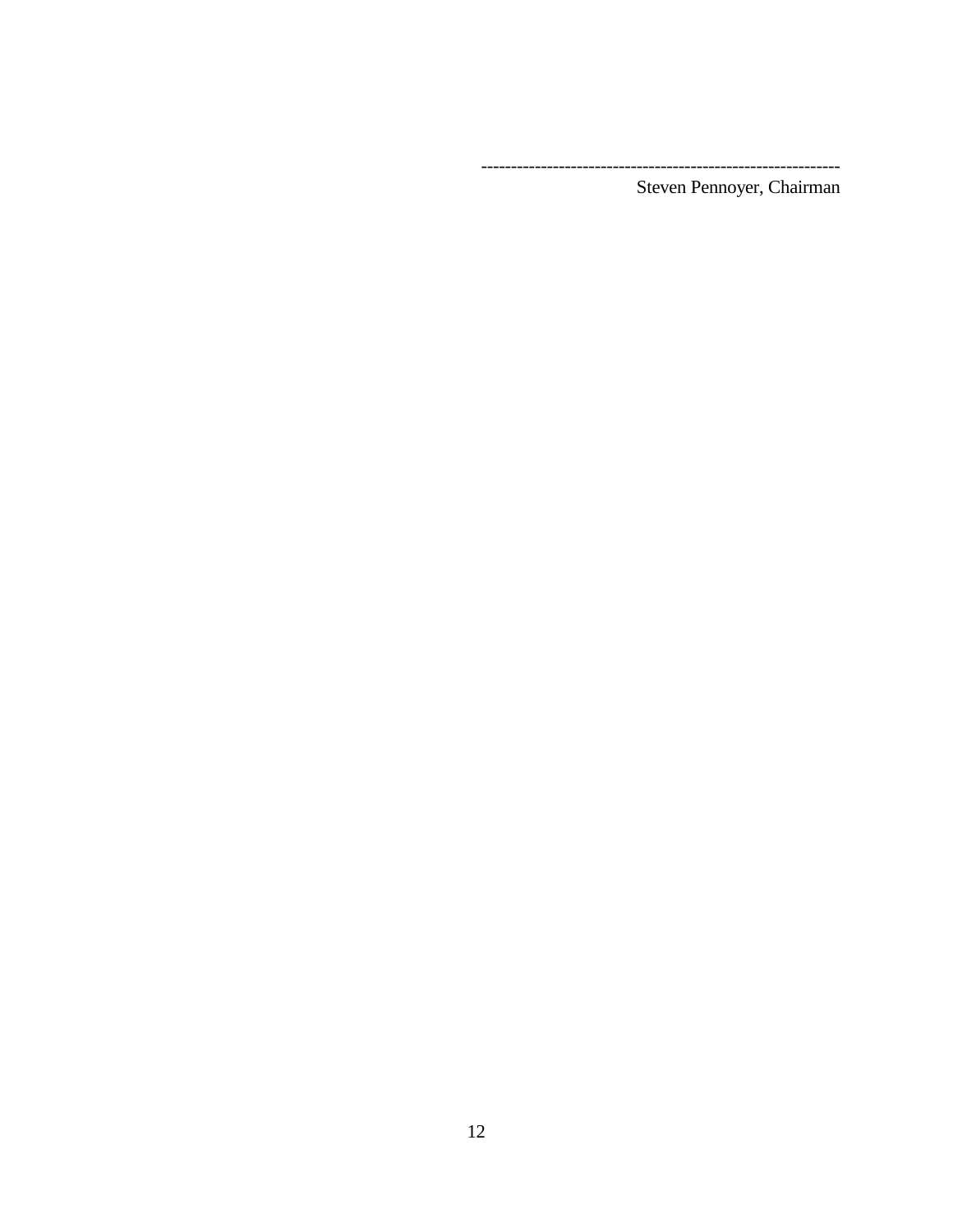------------------------------------------------------------
Steven Pennoyer, Chairman